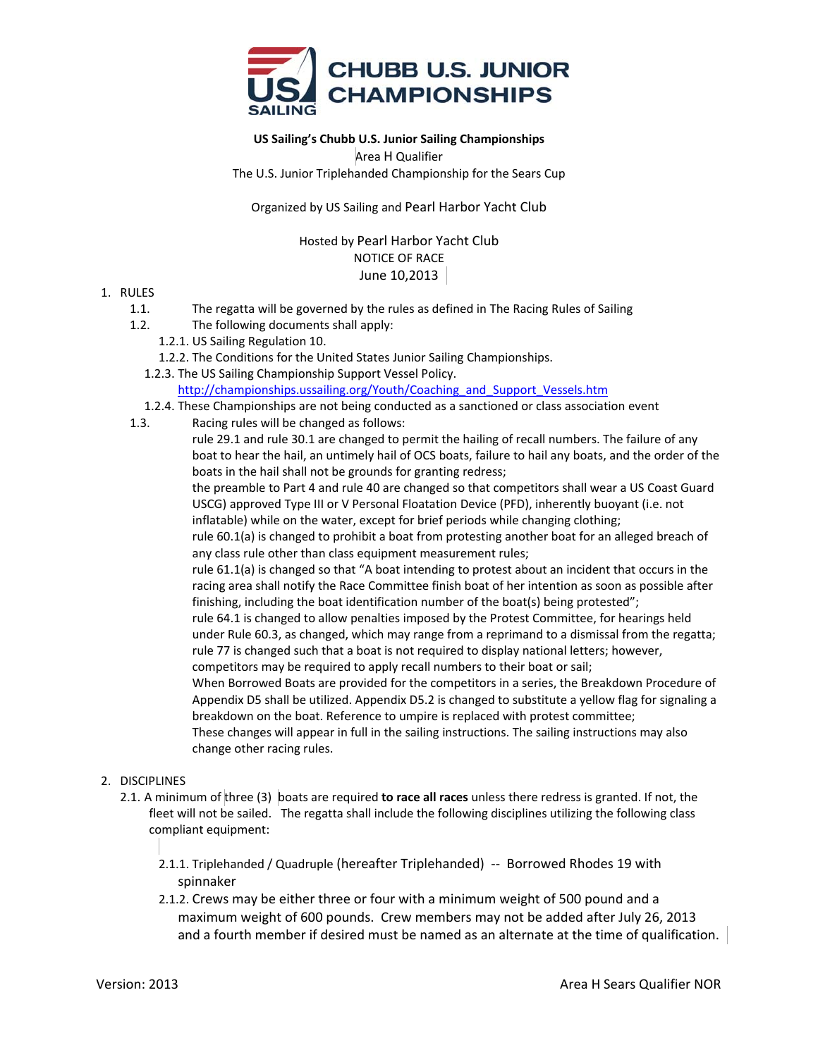# CHUBB U.S. JUNIOR CHAMPIONSHIPS

**US Sailing's Chubb U.S. Junior Sailing Championships**

Area H Qualifier

The U.S. Junior Triplehanded Championship for the Sears Cup

Organized by US Sailing and Pearl Harbor Yacht Club

Hosted by Pearl Harbor Yacht Club

NOTICE OF RACE

June 10,2013

1. RULES
   - 1.1. The regatta will be governed by the rules as defined in The Racing Rules of Sailing
   - 1.2. The following documents shall apply:
     - 1.2.1. US Sailing Regulation 10.
     - 1.2.2. The Conditions for the United States Junior Sailing Championships.
     - 1.2.3. The US Sailing Championship Support Vessel Policy. http://championships.ussailing.org/Youth/Coaching_and_Support_Vessels.htm
     - 1.2.4. These Championships are not being conducted as a sanctioned or class association event
   - 1.3. Racing rules will be changed as follows:

     rule 29.1 and rule 30.1 are changed to permit the hailing of recall numbers. The failure of any boat to hear the hail, an untimely hail of OCS boats, failure to hail any boats, and the order of the boats in the hail shall not be grounds for granting redress;

     the preamble to Part 4 and rule 40 are changed so that competitors shall wear a US Coast Guard USCG) approved Type III or V Personal Floatation Device (PFD), inherently buoyant (i.e. not inflatable) while on the water, except for brief periods while changing clothing;

     rule 60.1(a) is changed to prohibit a boat from protesting another boat for an alleged breach of any class rule other than class equipment measurement rules;

     rule 61.1(a) is changed so that "A boat intending to protest about an incident that occurs in the racing area shall notify the Race Committee finish boat of her intention as soon as possible after finishing, including the boat identification number of the boat(s) being protested";

     rule 64.1 is changed to allow penalties imposed by the Protest Committee, for hearings held under Rule 60.3, as changed, which may range from a reprimand to a dismissal from the regatta;

     rule 77 is changed such that a boat is not required to display national letters; however, competitors may be required to apply recall numbers to their boat or sail;

     When Borrowed Boats are provided for the competitors in a series, the Breakdown Procedure of Appendix D5 shall be utilized. Appendix D5.2 is changed to substitute a yellow flag for signaling a breakdown on the boat. Reference to umpire is replaced with protest committee;

     These changes will appear in full in the sailing instructions. The sailing instructions may also change other racing rules.

2. DISCIPLINES
   - 2.1. A minimum of three (3) boats are required **to race all races** unless there redress is granted. If not, the fleet will not be sailed. The regatta shall include the following disciplines utilizing the following class compliant equipment:
     - 2.1.1. Triplehanded / Quadruple (hereafter Triplehanded) -- Borrowed Rhodes 19 with spinnaker
     - 2.1.2. Crews may be either three or four with a minimum weight of 500 pound and a maximum weight of 600 pounds. Crew members may not be added after July 26, 2013 and a fourth member if desired must be named as an alternate at the time of qualification.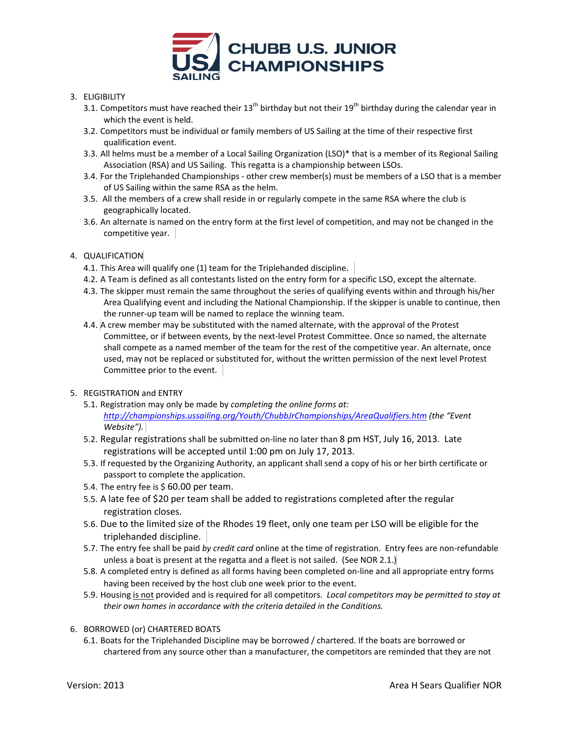3. ELIGIBILITY
   3.1. Competitors must have reached their 13th birthday but not their 19th birthday during the calendar year in which the event is held.
   3.2. Competitors must be individual or family members of US Sailing at the time of their respective first qualification event.
   3.3. All helms must be a member of a Local Sailing Organization (LSO)* that is a member of its Regional Sailing Association (RSA) and US Sailing. This regatta is a championship between LSOs.
   3.4. For the Triplehanded Championships - other crew member(s) must be members of a LSO that is a member of US Sailing within the same RSA as the helm.
   3.5. All the members of a crew shall reside in or regularly compete in the same RSA where the club is geographically located.
   3.6. An alternate is named on the entry form at the first level of competition, and may not be changed in the competitive year.

4. QUALIFICATION
   4.1. This Area will qualify one (1) team for the Triplehanded discipline.
   4.2. A Team is defined as all contestants listed on the entry form for a specific LSO, except the alternate.
   4.3. The skipper must remain the same throughout the series of qualifying events within and through his/her Area Qualifying event and including the National Championship. If the skipper is unable to continue, then the runner-up team will be named to replace the winning team.
   4.4. A crew member may be substituted with the named alternate, with the approval of the Protest Committee, or if between events, by the next-level Protest Committee. Once so named, the alternate shall compete as a named member of the team for the rest of the competitive year. An alternate, once used, may not be replaced or substituted for, without the written permission of the next level Protest Committee prior to the event.

5. REGISTRATION and ENTRY
   5.1. Registration may only be made by *completing the online forms at: http://championships.ussailing.org/Youth/ChubbJrChampionships/AreaQualifiers.htm (the "Event Website").*
   5.2. Regular registrations shall be submitted on-line no later than 8 pm HST, July 16, 2013. Late registrations will be accepted until 1:00 pm on July 17, 2013.
   5.3. If requested by the Organizing Authority, an applicant shall send a copy of his or her birth certificate or passport to complete the application.
   5.4. The entry fee is $ 60.00 per team.
   5.5. A late fee of $20 per team shall be added to registrations completed after the regular registration closes.
   5.6. Due to the limited size of the Rhodes 19 fleet, only one team per LSO will be eligible for the triplehanded discipline.
   5.7. The entry fee shall be paid *by credit card* online at the time of registration. Entry fees are non-refundable unless a boat is present at the regatta and a fleet is not sailed. (See NOR 2.1.)
   5.8. A completed entry is defined as all forms having been completed on-line and all appropriate entry forms having been received by the host club one week prior to the event.
   5.9. Housing is not provided and is required for all competitors. *Local competitors may be permitted to stay at their own homes in accordance with the criteria detailed in the Conditions.*

6. BORROWED (or) CHARTERED BOATS
   6.1. Boats for the Triplehanded Discipline may be borrowed / chartered. If the boats are borrowed or chartered from any source other than a manufacturer, the competitors are reminded that they are not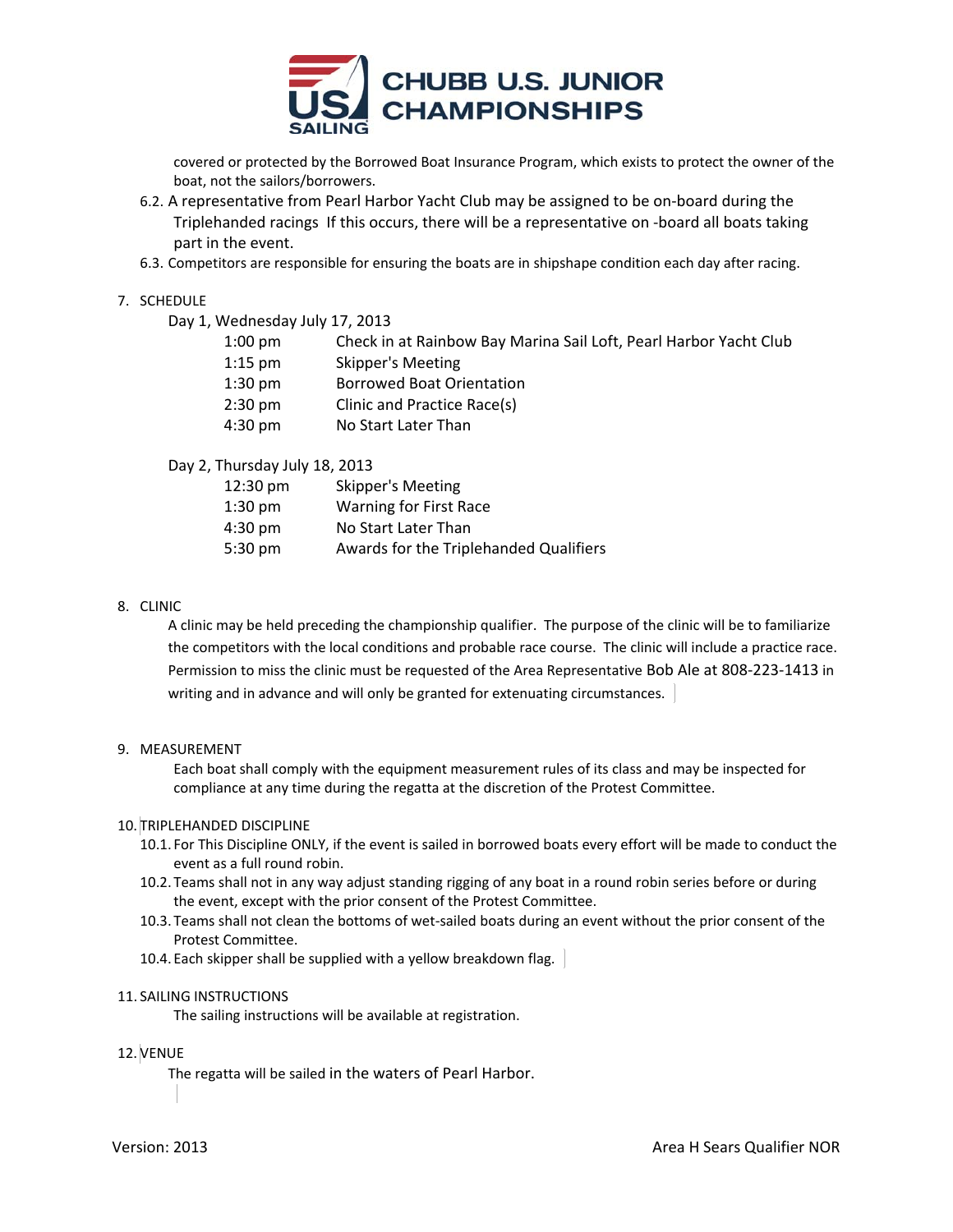covered or protected by the Borrowed Boat Insurance Program, which exists to protect the owner of the boat, not the sailors/borrowers.

6.2. A representative from Pearl Harbor Yacht Club may be assigned to be on-board during the Triplehanded racings If this occurs, there will be a representative on -board all boats taking part in the event.

6.3. Competitors are responsible for ensuring the boats are in shipshape condition each day after racing.

7. SCHEDULE

Day 1, Wednesday July 17, 2013

| | |
|---|---|
| 1:00 pm | Check in at Rainbow Bay Marina Sail Loft, Pearl Harbor Yacht Club |
| 1:15 pm | Skipper's Meeting |
| 1:30 pm | Borrowed Boat Orientation |
| 2:30 pm | Clinic and Practice Race(s) |
| 4:30 pm | No Start Later Than |

Day 2, Thursday July 18, 2013

| | |
|---|---|
| 12:30 pm | Skipper's Meeting |
| 1:30 pm | Warning for First Race |
| 4:30 pm | No Start Later Than |
| 5:30 pm | Awards for the Triplehanded Qualifiers |

8. CLINIC

A clinic may be held preceding the championship qualifier. The purpose of the clinic will be to familiarize the competitors with the local conditions and probable race course. The clinic will include a practice race. Permission to miss the clinic must be requested of the Area Representative Bob Ale at 808-223-1413 in writing and in advance and will only be granted for extenuating circumstances.

9. MEASUREMENT

Each boat shall comply with the equipment measurement rules of its class and may be inspected for compliance at any time during the regatta at the discretion of the Protest Committee.

10. TRIPLEHANDED DISCIPLINE

10.1. For This Discipline ONLY, if the event is sailed in borrowed boats every effort will be made to conduct the event as a full round robin.

10.2. Teams shall not in any way adjust standing rigging of any boat in a round robin series before or during the event, except with the prior consent of the Protest Committee.

10.3. Teams shall not clean the bottoms of wet-sailed boats during an event without the prior consent of the Protest Committee.

10.4. Each skipper shall be supplied with a yellow breakdown flag.

11. SAILING INSTRUCTIONS

The sailing instructions will be available at registration.

12. VENUE

The regatta will be sailed in the waters of Pearl Harbor.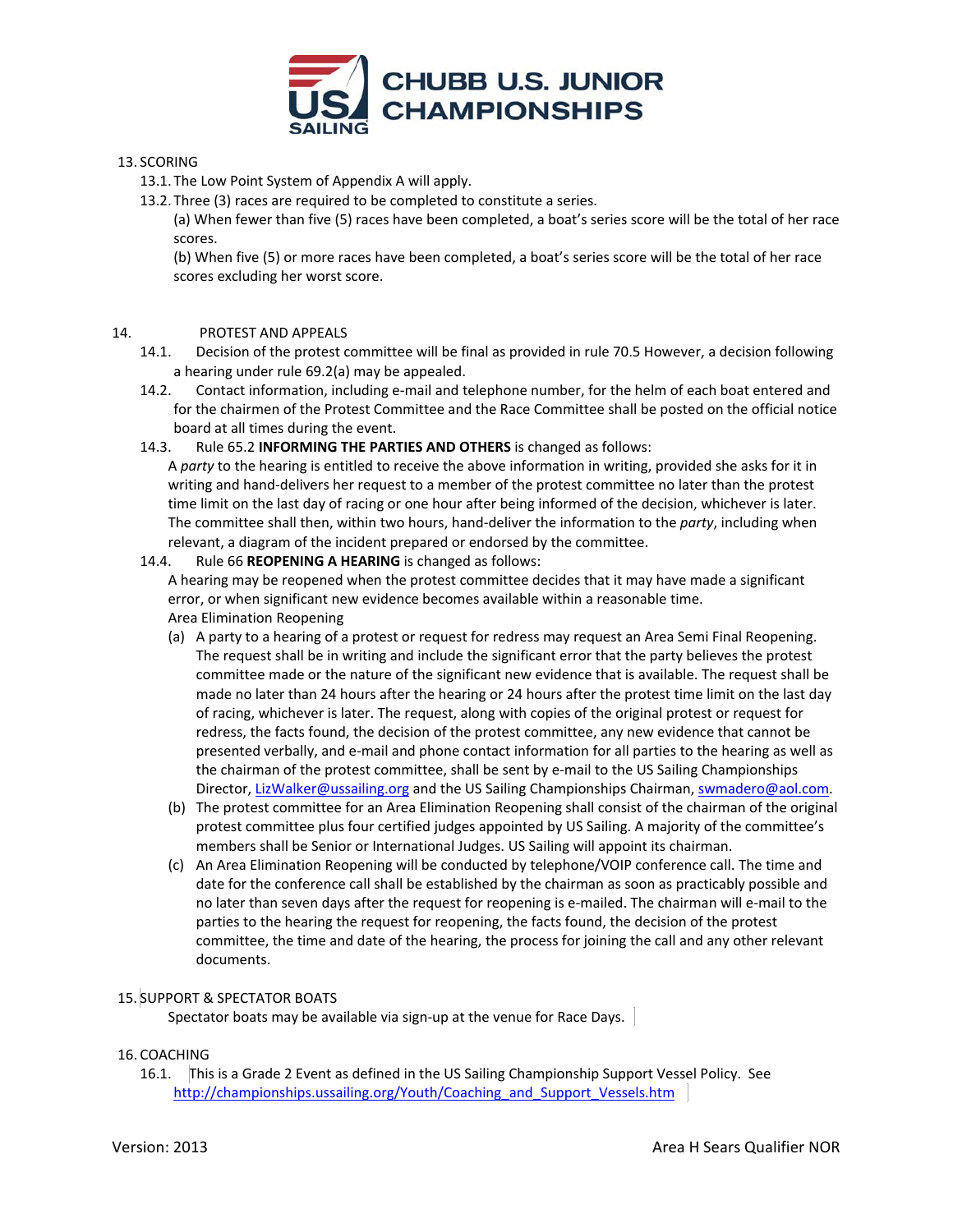13. SCORING

13.1. The Low Point System of Appendix A will apply.

13.2. Three (3) races are required to be completed to constitute a series.

(a) When fewer than five (5) races have been completed, a boat's series score will be the total of her race scores.

(b) When five (5) or more races have been completed, a boat's series score will be the total of her race scores excluding her worst score.

14. PROTEST AND APPEALS

14.1. Decision of the protest committee will be final as provided in rule 70.5 However, a decision following a hearing under rule 69.2(a) may be appealed.

14.2. Contact information, including e-mail and telephone number, for the helm of each boat entered and for the chairmen of the Protest Committee and the Race Committee shall be posted on the official notice board at all times during the event.

14.3. Rule 65.2 **INFORMING THE PARTIES AND OTHERS** is changed as follows:

A *party* to the hearing is entitled to receive the above information in writing, provided she asks for it in writing and hand-delivers her request to a member of the protest committee no later than the protest time limit on the last day of racing or one hour after being informed of the decision, whichever is later. The committee shall then, within two hours, hand-deliver the information to the *party*, including when relevant, a diagram of the incident prepared or endorsed by the committee.

14.4. Rule 66 **REOPENING A HEARING** is changed as follows:

A hearing may be reopened when the protest committee decides that it may have made a significant error, or when significant new evidence becomes available within a reasonable time.

Area Elimination Reopening

(a) A party to a hearing of a protest or request for redress may request an Area Semi Final Reopening. The request shall be in writing and include the significant error that the party believes the protest committee made or the nature of the significant new evidence that is available. The request shall be made no later than 24 hours after the hearing or 24 hours after the protest time limit on the last day of racing, whichever is later. The request, along with copies of the original protest or request for redress, the facts found, the decision of the protest committee, any new evidence that cannot be presented verbally, and e-mail and phone contact information for all parties to the hearing as well as the chairman of the protest committee, shall be sent by e-mail to the US Sailing Championships Director, LizWalker@ussailing.org and the US Sailing Championships Chairman, swmadero@aol.com.

(b) The protest committee for an Area Elimination Reopening shall consist of the chairman of the original protest committee plus four certified judges appointed by US Sailing. A majority of the committee's members shall be Senior or International Judges. US Sailing will appoint its chairman.

(c) An Area Elimination Reopening will be conducted by telephone/VOIP conference call. The time and date for the conference call shall be established by the chairman as soon as practicably possible and no later than seven days after the request for reopening is e-mailed. The chairman will e-mail to the parties to the hearing the request for reopening, the facts found, the decision of the protest committee, the time and date of the hearing, the process for joining the call and any other relevant documents.

15. SUPPORT & SPECTATOR BOATS

Spectator boats may be available via sign-up at the venue for Race Days.

16. COACHING

16.1. This is a Grade 2 Event as defined in the US Sailing Championship Support Vessel Policy. See http://championships.ussailing.org/Youth/Coaching_and_Support_Vessels.htm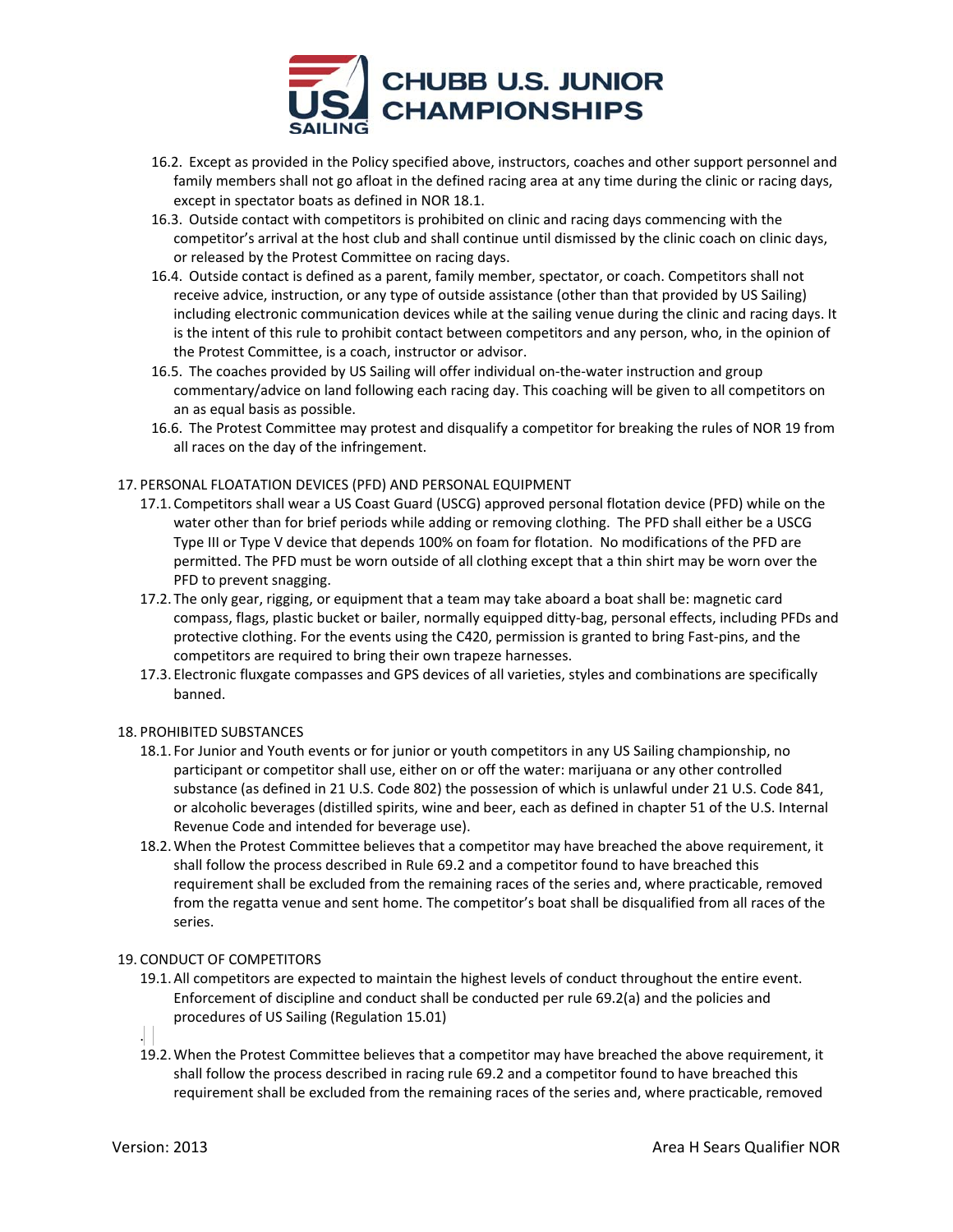16.2. Except as provided in the Policy specified above, instructors, coaches and other support personnel and family members shall not go afloat in the defined racing area at any time during the clinic or racing days, except in spectator boats as defined in NOR 18.1.

16.3. Outside contact with competitors is prohibited on clinic and racing days commencing with the competitor's arrival at the host club and shall continue until dismissed by the clinic coach on clinic days, or released by the Protest Committee on racing days.

16.4. Outside contact is defined as a parent, family member, spectator, or coach. Competitors shall not receive advice, instruction, or any type of outside assistance (other than that provided by US Sailing) including electronic communication devices while at the sailing venue during the clinic and racing days. It is the intent of this rule to prohibit contact between competitors and any person, who, in the opinion of the Protest Committee, is a coach, instructor or advisor.

16.5. The coaches provided by US Sailing will offer individual on-the-water instruction and group commentary/advice on land following each racing day. This coaching will be given to all competitors on an as equal basis as possible.

16.6. The Protest Committee may protest and disqualify a competitor for breaking the rules of NOR 19 from all races on the day of the infringement.

17. PERSONAL FLOATATION DEVICES (PFD) AND PERSONAL EQUIPMENT

17.1. Competitors shall wear a US Coast Guard (USCG) approved personal flotation device (PFD) while on the water other than for brief periods while adding or removing clothing. The PFD shall either be a USCG Type III or Type V device that depends 100% on foam for flotation. No modifications of the PFD are permitted. The PFD must be worn outside of all clothing except that a thin shirt may be worn over the PFD to prevent snagging.

17.2. The only gear, rigging, or equipment that a team may take aboard a boat shall be: magnetic card compass, flags, plastic bucket or bailer, normally equipped ditty-bag, personal effects, including PFDs and protective clothing. For the events using the C420, permission is granted to bring Fast-pins, and the competitors are required to bring their own trapeze harnesses.

17.3. Electronic fluxgate compasses and GPS devices of all varieties, styles and combinations are specifically banned.

18. PROHIBITED SUBSTANCES

18.1. For Junior and Youth events or for junior or youth competitors in any US Sailing championship, no participant or competitor shall use, either on or off the water: marijuana or any other controlled substance (as defined in 21 U.S. Code 802) the possession of which is unlawful under 21 U.S. Code 841, or alcoholic beverages (distilled spirits, wine and beer, each as defined in chapter 51 of the U.S. Internal Revenue Code and intended for beverage use).

18.2. When the Protest Committee believes that a competitor may have breached the above requirement, it shall follow the process described in Rule 69.2 and a competitor found to have breached this requirement shall be excluded from the remaining races of the series and, where practicable, removed from the regatta venue and sent home. The competitor's boat shall be disqualified from all races of the series.

19. CONDUCT OF COMPETITORS

19.1. All competitors are expected to maintain the highest levels of conduct throughout the entire event. Enforcement of discipline and conduct shall be conducted per rule 69.2(a) and the policies and procedures of US Sailing (Regulation 15.01)

19.2. When the Protest Committee believes that a competitor may have breached the above requirement, it shall follow the process described in racing rule 69.2 and a competitor found to have breached this requirement shall be excluded from the remaining races of the series and, where practicable, removed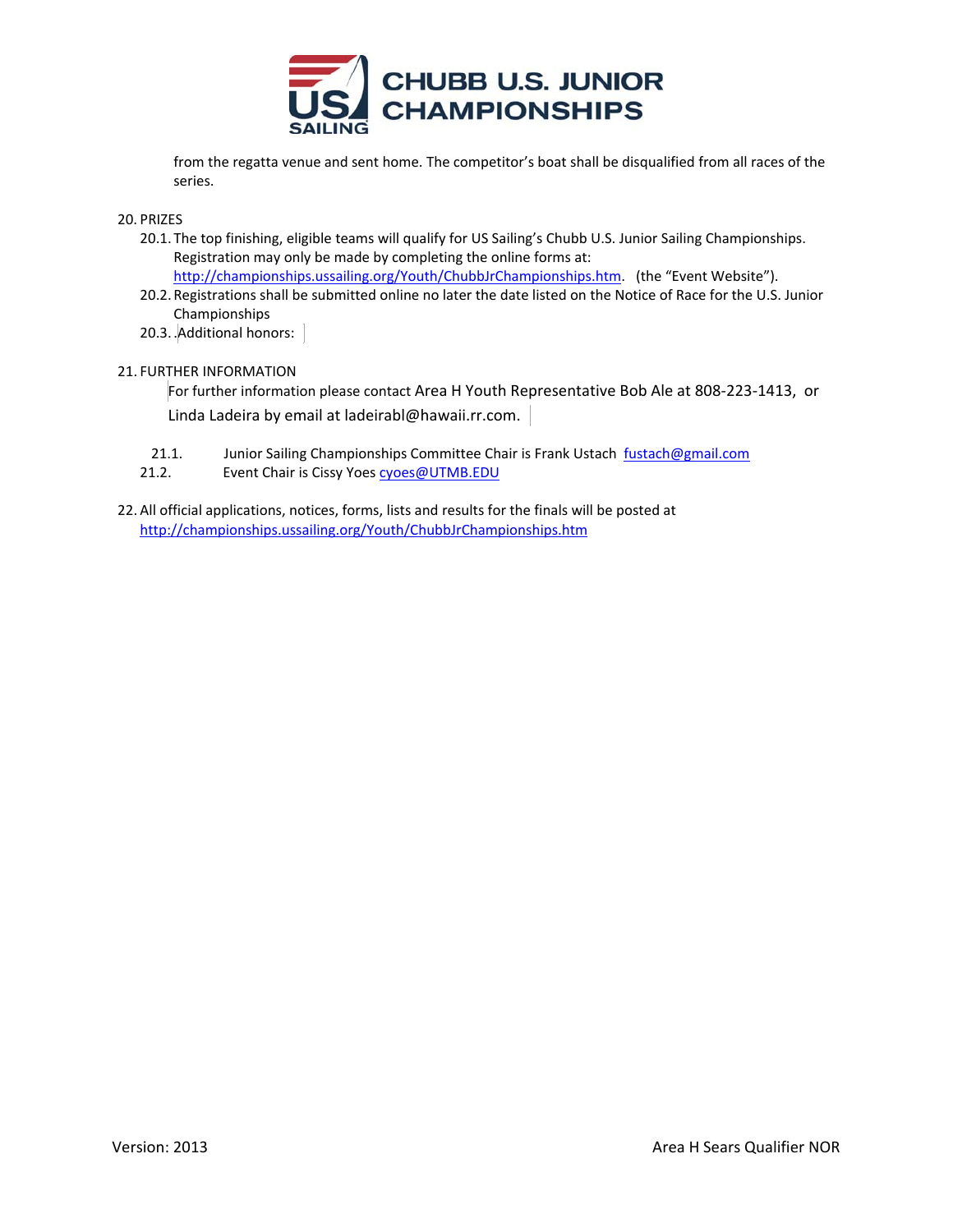from the regatta venue and sent home. The competitor's boat shall be disqualified from all races of the series.

20. PRIZES
   20.1. The top finishing, eligible teams will qualify for US Sailing's Chubb U.S. Junior Sailing Championships. Registration may only be made by completing the online forms at: http://championships.ussailing.org/Youth/ChubbJrChampionships.htm. (the "Event Website").
   20.2. Registrations shall be submitted online no later the date listed on the Notice of Race for the U.S. Junior Championships
   20.3. .Additional honors:

21. FURTHER INFORMATION

   For further information please contact Area H Youth Representative Bob Ale at 808-223-1413, or Linda Ladeira by email at ladeirabl@hawaii.rr.com.

   21.1. Junior Sailing Championships Committee Chair is Frank Ustach fustach@gmail.com
   21.2. Event Chair is Cissy Yoes cyoes@UTMB.EDU

22. All official applications, notices, forms, lists and results for the finals will be posted at http://championships.ussailing.org/Youth/ChubbJrChampionships.htm